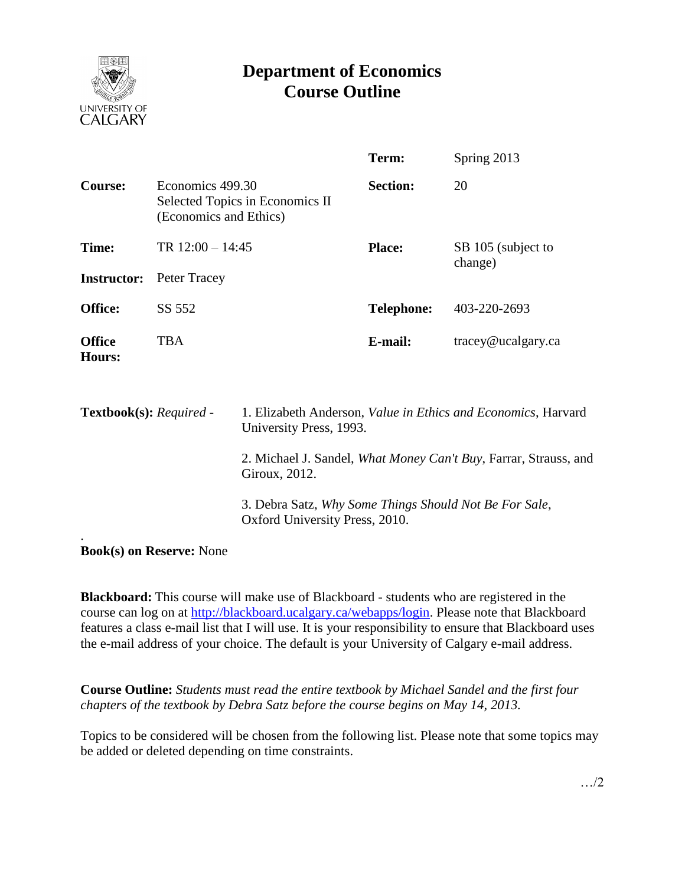# Department of Economics
# Course Outline

| | | | |
|---|---|---|---|
| | | **Term:** | Spring 2013 |
| **Course:** | Economics 499.30 Selected Topics in Economics II (Economics and Ethics) | **Section:** | 20 |
| **Time:** | TR 12:00 – 14:45 | **Place:** | SB 105 (subject to change) |
| **Instructor:** | Peter Tracey | | |
| **Office:** | SS 552 | **Telephone:** | 403-220-2693 |
| **Office Hours:** | TBA | **E-mail:** | tracey@ucalgary.ca |

**Textbook(s):** *Required* -

1. Elizabeth Anderson, *Value in Ethics and Economics*, Harvard University Press, 1993.

2. Michael J. Sandel, *What Money Can't Buy*, Farrar, Strauss, and Giroux, 2012.

3. Debra Satz, *Why Some Things Should Not Be For Sale*, Oxford University Press, 2010.

**Book(s) on Reserve:** None

**Blackboard:** This course will make use of Blackboard - students who are registered in the course can log on at http://blackboard.ucalgary.ca/webapps/login. Please note that Blackboard features a class e-mail list that I will use. It is your responsibility to ensure that Blackboard uses the e-mail address of your choice. The default is your University of Calgary e-mail address.

**Course Outline:** *Students must read the entire textbook by Michael Sandel and the first four chapters of the textbook by Debra Satz before the course begins on May 14, 2013.*

Topics to be considered will be chosen from the following list. Please note that some topics may be added or deleted depending on time constraints.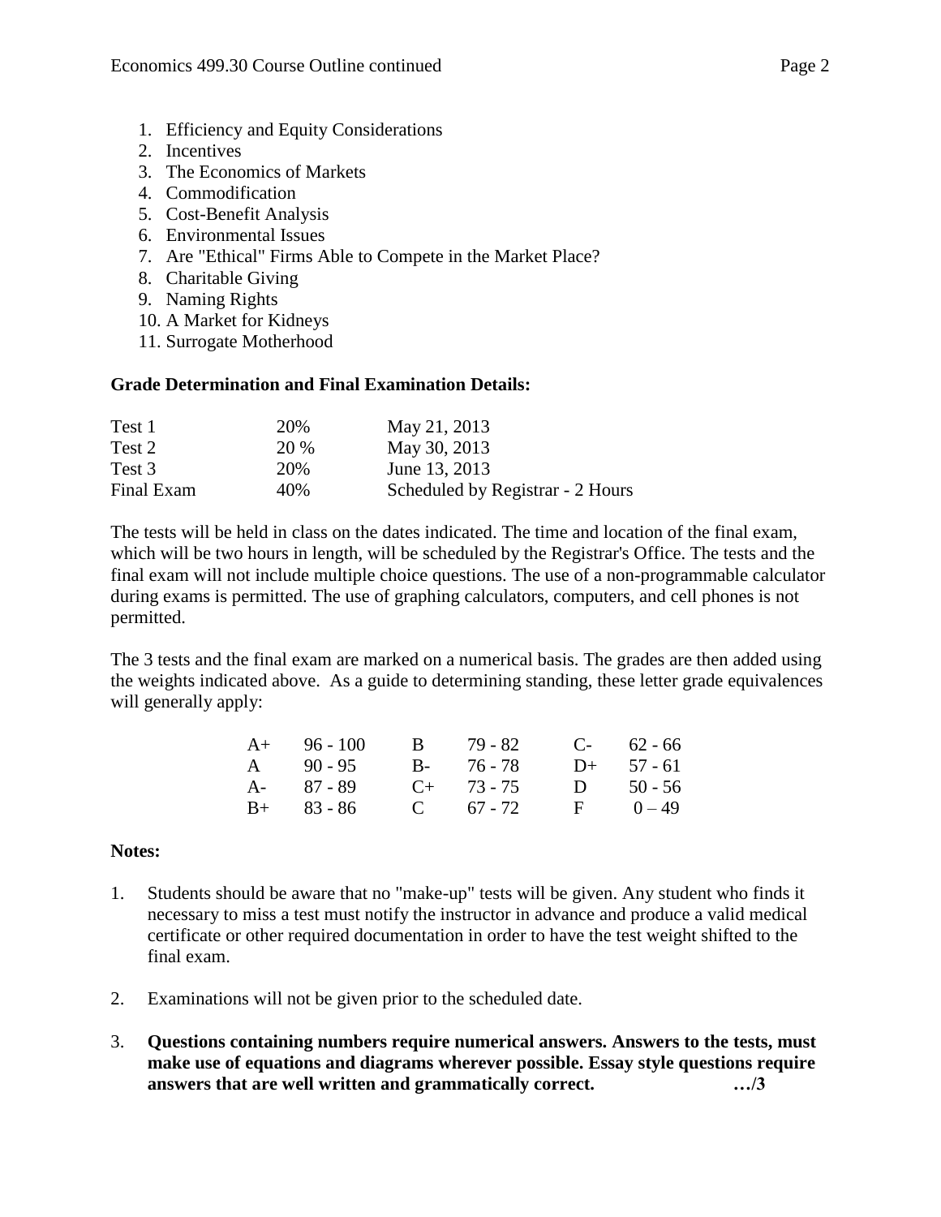1. Efficiency and Equity Considerations
2. Incentives
3. The Economics of Markets
4. Commodification
5. Cost-Benefit Analysis
6. Environmental Issues
7. Are "Ethical" Firms Able to Compete in the Market Place?
8. Charitable Giving
9. Naming Rights
10. A Market for Kidneys
11. Surrogate Motherhood

**Grade Determination and Final Examination Details:**

| | | |
|---|---|---|
| Test 1 | 20% | May 21, 2013 |
| Test 2 | 20 % | May 30, 2013 |
| Test 3 | 20% | June 13, 2013 |
| Final Exam | 40% | Scheduled by Registrar - 2 Hours |

The tests will be held in class on the dates indicated. The time and location of the final exam, which will be two hours in length, will be scheduled by the Registrar's Office. The tests and the final exam will not include multiple choice questions. The use of a non-programmable calculator during exams is permitted. The use of graphing calculators, computers, and cell phones is not permitted.

The 3 tests and the final exam are marked on a numerical basis. The grades are then added using the weights indicated above. As a guide to determining standing, these letter grade equivalences will generally apply:

| | | | | | |
|---|---|---|---|---|---|
| A+ | 96 - 100 | B | 79 - 82 | C- | 62 - 66 |
| A | 90 - 95 | B- | 76 - 78 | D+ | 57 - 61 |
| A- | 87 - 89 | C+ | 73 - 75 | D | 50 - 56 |
| B+ | 83 - 86 | C | 67 - 72 | F | 0 – 49 |

**Notes:**

1. Students should be aware that no "make-up" tests will be given. Any student who finds it necessary to miss a test must notify the instructor in advance and produce a valid medical certificate or other required documentation in order to have the test weight shifted to the final exam.

2. Examinations will not be given prior to the scheduled date.

3. **Questions containing numbers require numerical answers. Answers to the tests, must make use of equations and diagrams wherever possible. Essay style questions require answers that are well written and grammatically correct.** **…/3**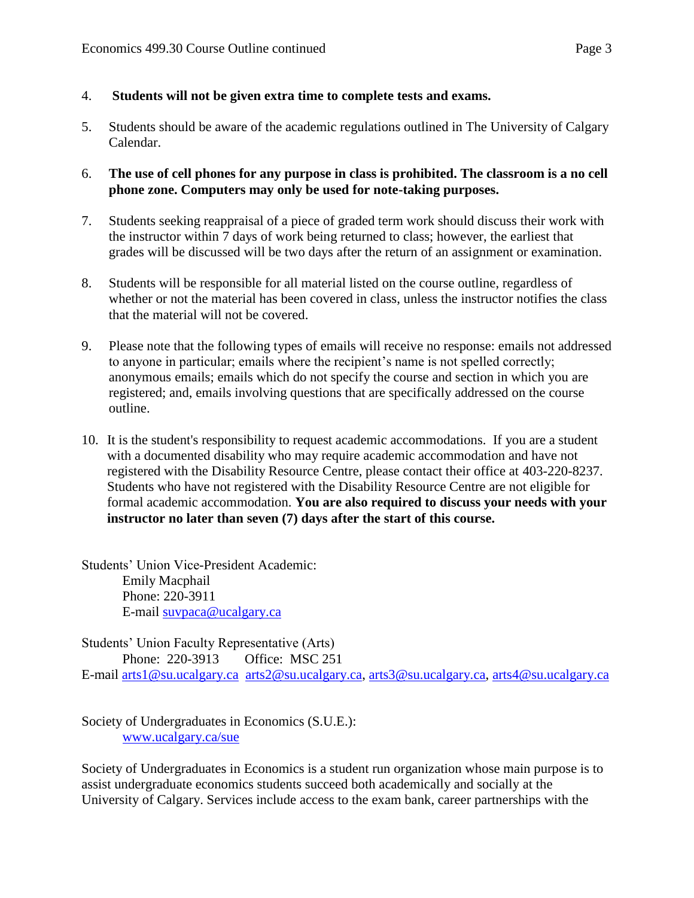4. **Students will not be given extra time to complete tests and exams.**

5. Students should be aware of the academic regulations outlined in The University of Calgary Calendar.

6. **The use of cell phones for any purpose in class is prohibited. The classroom is a no cell phone zone. Computers may only be used for note-taking purposes.**

7. Students seeking reappraisal of a piece of graded term work should discuss their work with the instructor within 7 days of work being returned to class; however, the earliest that grades will be discussed will be two days after the return of an assignment or examination.

8. Students will be responsible for all material listed on the course outline, regardless of whether or not the material has been covered in class, unless the instructor notifies the class that the material will not be covered.

9. Please note that the following types of emails will receive no response: emails not addressed to anyone in particular; emails where the recipient's name is not spelled correctly; anonymous emails; emails which do not specify the course and section in which you are registered; and, emails involving questions that are specifically addressed on the course outline.

10. It is the student's responsibility to request academic accommodations. If you are a student with a documented disability who may require academic accommodation and have not registered with the Disability Resource Centre, please contact their office at 403-220-8237. Students who have not registered with the Disability Resource Centre are not eligible for formal academic accommodation. **You are also required to discuss your needs with your instructor no later than seven (7) days after the start of this course.**

Students' Union Vice-President Academic:
Emily Macphail
Phone: 220-3911
E-mail suvpaca@ucalgary.ca

Students' Union Faculty Representative (Arts)
Phone: 220-3913 Office: MSC 251
E-mail arts1@su.ucalgary.ca arts2@su.ucalgary.ca, arts3@su.ucalgary.ca, arts4@su.ucalgary.ca

Society of Undergraduates in Economics (S.U.E.):
www.ucalgary.ca/sue

Society of Undergraduates in Economics is a student run organization whose main purpose is to assist undergraduate economics students succeed both academically and socially at the University of Calgary. Services include access to the exam bank, career partnerships with the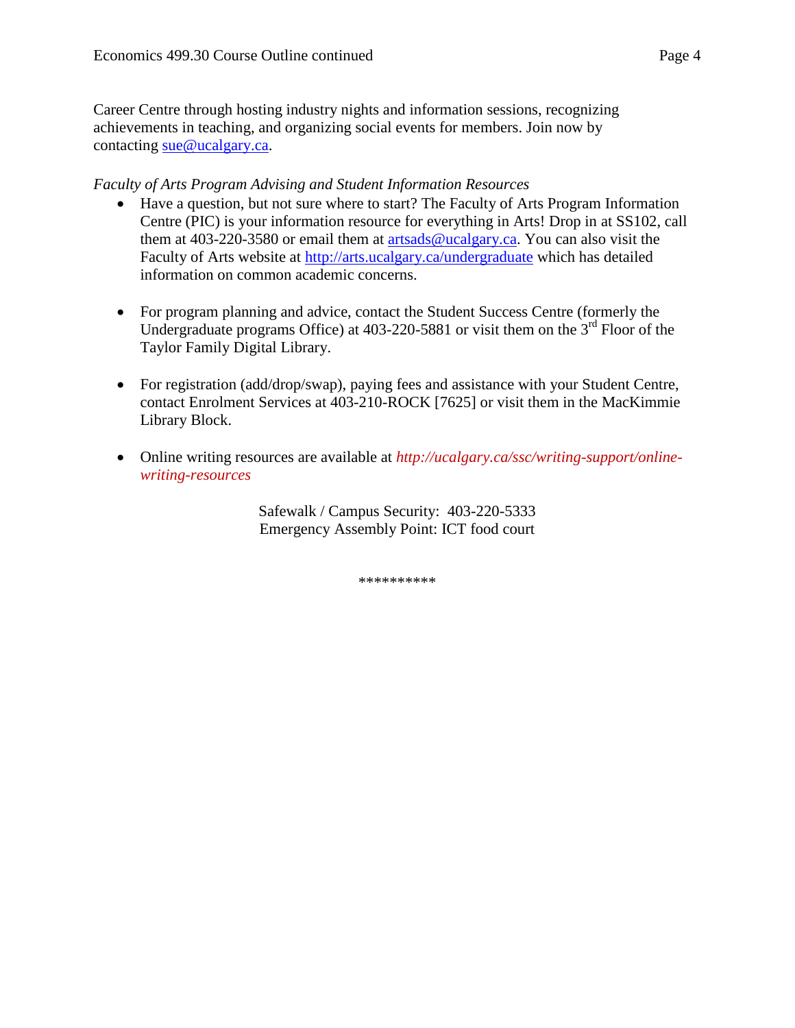Career Centre through hosting industry nights and information sessions, recognizing achievements in teaching, and organizing social events for members. Join now by contacting sue@ucalgary.ca.

*Faculty of Arts Program Advising and Student Information Resources*

- Have a question, but not sure where to start? The Faculty of Arts Program Information Centre (PIC) is your information resource for everything in Arts! Drop in at SS102, call them at 403-220-3580 or email them at artsads@ucalgary.ca. You can also visit the Faculty of Arts website at http://arts.ucalgary.ca/undergraduate which has detailed information on common academic concerns.

- For program planning and advice, contact the Student Success Centre (formerly the Undergraduate programs Office) at 403-220-5881 or visit them on the 3rd Floor of the Taylor Family Digital Library.

- For registration (add/drop/swap), paying fees and assistance with your Student Centre, contact Enrolment Services at 403-210-ROCK [7625] or visit them in the MacKimmie Library Block.

- Online writing resources are available at *http://ucalgary.ca/ssc/writing-support/online-writing-resources*

Safewalk / Campus Security: 403-220-5333
Emergency Assembly Point: ICT food court

**********